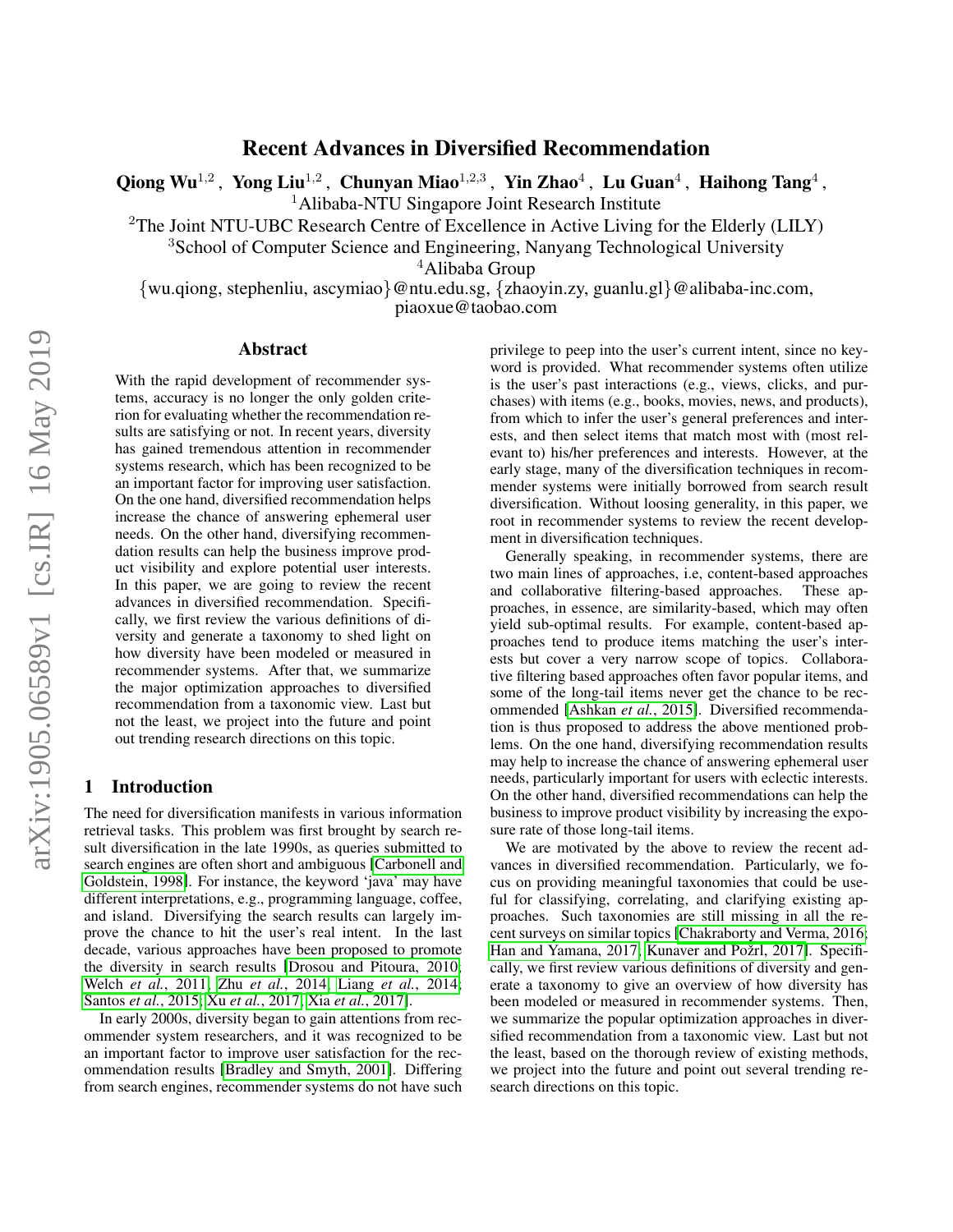# Recent Advances in Diversified Recommendation

**Qiong Wu**[1,2], **Yong Liu**[1,2], **Chunyan Miao**[1,2,3], **Yin Zhao**[4], **Lu Guan**[4], **Haihong Tang**[4],

[1]Alibaba-NTU Singapore Joint Research Institute

[2]The Joint NTU-UBC Research Centre of Excellence in Active Living for the Elderly (LILY)

[3]School of Computer Science and Engineering, Nanyang Technological University

[4]Alibaba Group

{wu.qiong, stephenliu, ascymiao}@ntu.edu.sg, {zhaoyin.zy, guanlu.gl}@alibaba-inc.com, piaoxue@taobao.com

## Abstract

With the rapid development of recommender systems, accuracy is no longer the only golden criterion for evaluating whether the recommendation results are satisfying or not. In recent years, diversity has gained tremendous attention in recommender systems research, which has been recognized to be an important factor for improving user satisfaction. On the one hand, diversified recommendation helps increase the chance of answering ephemeral user needs. On the other hand, diversifying recommendation results can help the business improve product visibility and explore potential user interests. In this paper, we are going to review the recent advances in diversified recommendation. Specifically, we first review the various definitions of diversity and generate a taxonomy to shed light on how diversity have been modeled or measured in recommender systems. After that, we summarize the major optimization approaches to diversified recommendation from a taxonomic view. Last but not the least, we project into the future and point out trending research directions on this topic.

## 1 Introduction

The need for diversification manifests in various information retrieval tasks. This problem was first brought by search result diversification in the late 1990s, as queries submitted to search engines are often short and ambiguous [Carbonell and Goldstein, 1998]. For instance, the keyword 'java' may have different interpretations, e.g., programming language, coffee, and island. Diversifying the search results can largely improve the chance to hit the user's real intent. In the last decade, various approaches have been proposed to promote the diversity in search results [Drosou and Pitoura, 2010; Welch *et al.*, 2011; Zhu *et al.*, 2014; Liang *et al.*, 2014; Santos *et al.*, 2015; Xu *et al.*, 2017; Xia *et al.*, 2017].

In early 2000s, diversity began to gain attentions from recommender system researchers, and it was recognized to be an important factor to improve user satisfaction for the recommendation results [Bradley and Smyth, 2001]. Differing from search engines, recommender systems do not have such privilege to peep into the user's current intent, since no keyword is provided. What recommender systems often utilize is the user's past interactions (e.g., views, clicks, and purchases) with items (e.g., books, movies, news, and products), from which to infer the user's general preferences and interests, and then select items that match most with (most relevant to) his/her preferences and interests. However, at the early stage, many of the diversification techniques in recommender systems were initially borrowed from search result diversification. Without loosing generality, in this paper, we root in recommender systems to review the recent development in diversification techniques.

Generally speaking, in recommender systems, there are two main lines of approaches, i.e, content-based approaches and collaborative filtering-based approaches. These approaches, in essence, are similarity-based, which may often yield sub-optimal results. For example, content-based approaches tend to produce items matching the user's interests but cover a very narrow scope of topics. Collaborative filtering based approaches often favor popular items, and some of the long-tail items never get the chance to be recommended [Ashkan *et al.*, 2015]. Diversified recommendation is thus proposed to address the above mentioned problems. On the one hand, diversifying recommendation results may help to increase the chance of answering ephemeral user needs, particularly important for users with eclectic interests. On the other hand, diversified recommendations can help the business to improve product visibility by increasing the exposure rate of those long-tail items.

We are motivated by the above to review the recent advances in diversified recommendation. Particularly, we focus on providing meaningful taxonomies that could be useful for classifying, correlating, and clarifying existing approaches. Such taxonomies are still missing in all the recent surveys on similar topics [Chakraborty and Verma, 2016; Han and Yamana, 2017; Kunaver and Požrl, 2017]. Specifically, we first review various definitions of diversity and generate a taxonomy to give an overview of how diversity has been modeled or measured in recommender systems. Then, we summarize the popular optimization approaches in diversified recommendation from a taxonomic view. Last but not the least, based on the thorough review of existing methods, we project into the future and point out several trending research directions on this topic.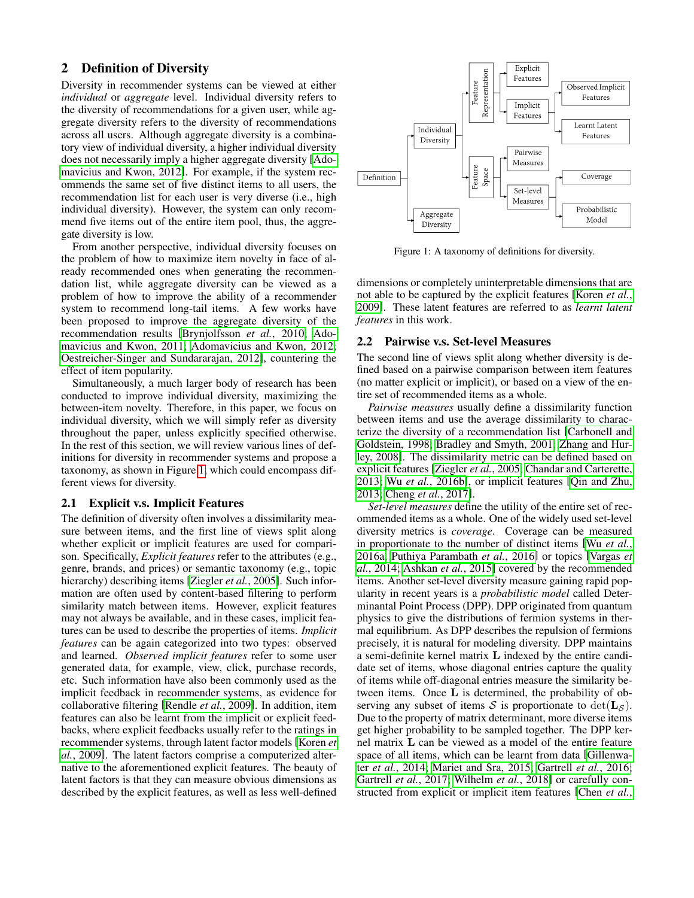## 2 Definition of Diversity

Diversity in recommender systems can be viewed at either *individual* or *aggregate* level. Individual diversity refers to the diversity of recommendations for a given user, while aggregate diversity refers to the diversity of recommendations across all users. Although aggregate diversity is a combinatory view of individual diversity, a higher individual diversity does not necessarily imply a higher aggregate diversity [Adomavicius and Kwon, 2012]. For example, if the system recommends the same set of five distinct items to all users, the recommendation list for each user is very diverse (i.e., high individual diversity). However, the system can only recommend five items out of the entire item pool, thus, the aggregate diversity is low.

From another perspective, individual diversity focuses on the problem of how to maximize item novelty in face of already recommended ones when generating the recommendation list, while aggregate diversity can be viewed as a problem of how to improve the ability of a recommender system to recommend long-tail items. A few works have been proposed to improve the aggregate diversity of the recommendation results [Brynjolfsson *et al.*, 2010; Adomavicius and Kwon, 2011; Adomavicius and Kwon, 2012; Oestreicher-Singer and Sundararajan, 2012], countering the effect of item popularity.

Simultaneously, a much larger body of research has been conducted to improve individual diversity, maximizing the between-item novelty. Therefore, in this paper, we focus on individual diversity, which we will simply refer as diversity throughout the paper, unless explicitly specified otherwise. In the rest of this section, we will review various lines of definitions for diversity in recommender systems and propose a taxonomy, as shown in Figure 1, which could encompass different views for diversity.

Definition → Individual Diversity → Feature Representation → Explicit Features; Implicit Features → Observed Implicit Features; Learnt Latent Features
Individual Diversity → Feature Space → Pairwise Measures; Set-level Measures → Coverage; Probabilistic Model
Definition → Aggregate Diversity

Figure 1: A taxonomy of definitions for diversity.

### 2.1 Explicit v.s. Implicit Features

The definition of diversity often involves a dissimilarity measure between items, and the first line of views split along whether explicit or implicit features are used for comparison. Specifically, *Explicit features* refer to the attributes (e.g., genre, brands, and prices) or semantic taxonomy (e.g., topic hierarchy) describing items [Ziegler *et al.*, 2005]. Such information are often used by content-based filtering to perform similarity match between items. However, explicit features may not always be available, and in these cases, implicit features can be used to describe the properties of items. *Implicit features* can be again categorized into two types: observed and learned. *Observed implicit features* refer to some user generated data, for example, view, click, purchase records, etc. Such information have also been commonly used as the implicit feedback in recommender systems, as evidence for collaborative filtering [Rendle *et al.*, 2009]. In addition, item features can also be learnt from the implicit or explicit feedbacks, where explicit feedbacks usually refer to the ratings in recommender systems, through latent factor models [Koren *et al.*, 2009]. The latent factors comprise a computerized alternative to the aforementioned explicit features. The beauty of latent factors is that they can measure obvious dimensions as described by the explicit features, as well as less well-defined dimensions or completely uninterpretable dimensions that are not able to be captured by the explicit features [Koren *et al.*, 2009]. These latent features are referred to as *learnt latent features* in this work.

### 2.2 Pairwise v.s. Set-level Measures

The second line of views split along whether diversity is defined based on a pairwise comparison between item features (no matter explicit or implicit), or based on a view of the entire set of recommended items as a whole.

*Pairwise measures* usually define a dissimilarity function between items and use the average dissimilarity to characterize the diversity of a recommendation list [Carbonell and Goldstein, 1998; Bradley and Smyth, 2001; Zhang and Hurley, 2008]. The dissimilarity metric can be defined based on explicit features [Ziegler *et al.*, 2005; Chandar and Carterette, 2013; Wu *et al.*, 2016b], or implicit features [Qin and Zhu, 2013; Cheng *et al.*, 2017].

*Set-level measures* define the utility of the entire set of recommended items as a whole. One of the widely used set-level diversity metrics is *coverage*. Coverage can be measured in proportionate to the number of distinct items [Wu *et al.*, 2016a; Puthiya Parambath *et al.*, 2016] or topics [Vargas *et al.*, 2014; Ashkan *et al.*, 2015] covered by the recommended items. Another set-level diversity measure gaining rapid popularity in recent years is a *probabilistic model* called Determinantal Point Process (DPP). DPP originated from quantum physics to give the distributions of fermion systems in thermal equilibrium. As DPP describes the repulsion of fermions precisely, it is natural for modeling diversity. DPP maintains a semi-definite kernel matrix $\mathbf{L}$ indexed by the entire candidate set of items, whose diagonal entries capture the quality of items while off-diagonal entries measure the similarity between items. Once $\mathbf{L}$ is determined, the probability of observing any subset of items $\mathcal{S}$ is proportionate to $\det(\mathbf{L}_{\mathcal{S}})$. Due to the property of matrix determinant, more diverse items get higher probability to be sampled together. The DPP kernel matrix $\mathbf{L}$ can be viewed as a model of the entire feature space of all items, which can be learnt from data [Gillenwater *et al.*, 2014; Mariet and Sra, 2015; Gartrell *et al.*, 2016; Gartrell *et al.*, 2017; Wilhelm *et al.*, 2018] or carefully constructed from explicit or implicit item features [Chen *et al.*,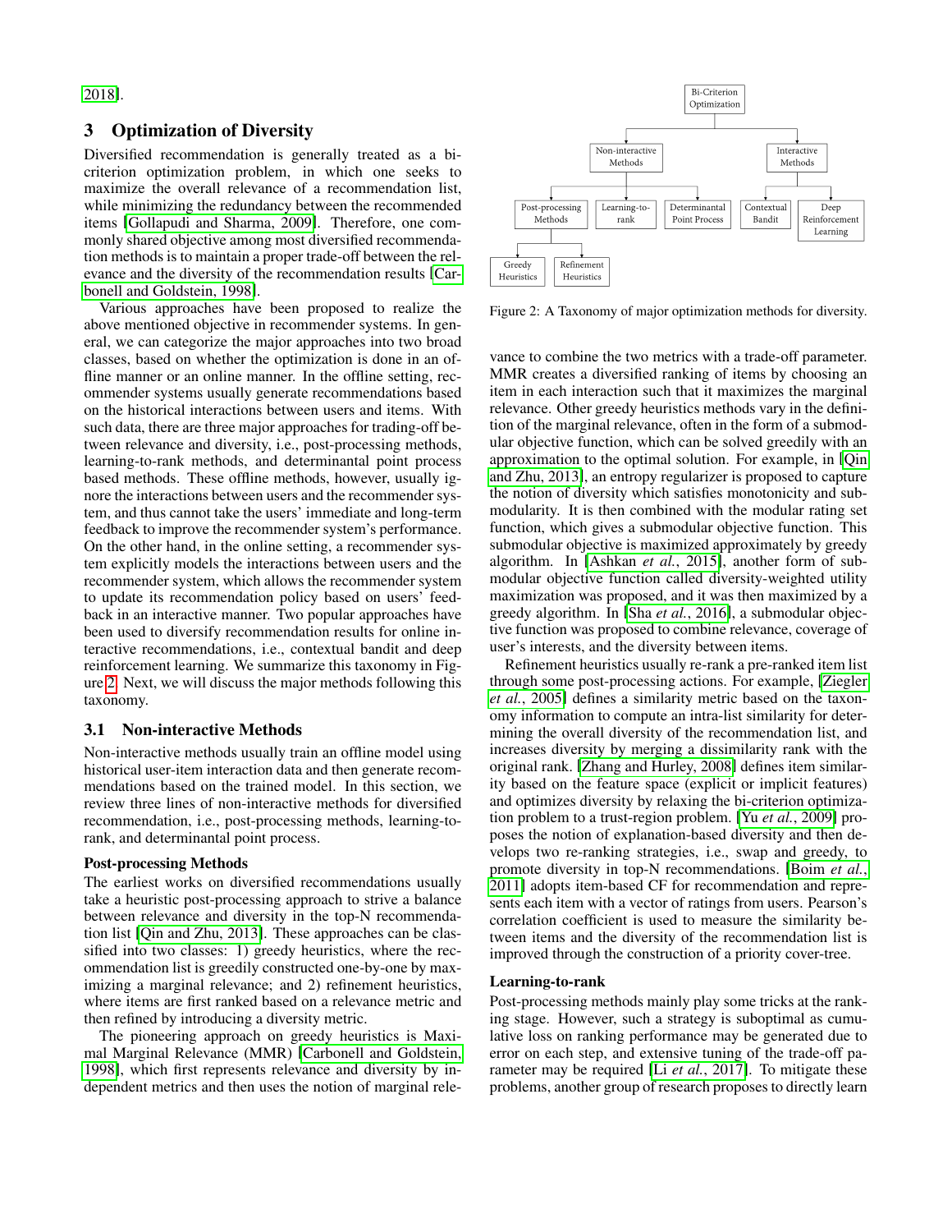2018].

## 3 Optimization of Diversity

Diversified recommendation is generally treated as a bi-criterion optimization problem, in which one seeks to maximize the overall relevance of a recommendation list, while minimizing the redundancy between the recommended items [Gollapudi and Sharma, 2009]. Therefore, one commonly shared objective among most diversified recommendation methods is to maintain a proper trade-off between the relevance and the diversity of the recommendation results [Carbonell and Goldstein, 1998].

Various approaches have been proposed to realize the above mentioned objective in recommender systems. In general, we can categorize the major approaches into two broad classes, based on whether the optimization is done in an offline manner or an online manner. In the offline setting, recommender systems usually generate recommendations based on the historical interactions between users and items. With such data, there are three major approaches for trading-off between relevance and diversity, i.e., post-processing methods, learning-to-rank methods, and determinantal point process based methods. These offline methods, however, usually ignore the interactions between users and the recommender system, and thus cannot take the users' immediate and long-term feedback to improve the recommender system's performance. On the other hand, in the online setting, a recommender system explicitly models the interactions between users and the recommender system, which allows the recommender system to update its recommendation policy based on users' feedback in an interactive manner. Two popular approaches have been used to diversify recommendation results for online interactive recommendations, i.e., contextual bandit and deep reinforcement learning. We summarize this taxonomy in Figure 2. Next, we will discuss the major methods following this taxonomy.

Bi-Criterion Optimization
- Non-interactive Methods
  - Post-processing Methods
    - Greedy Heuristics
    - Refinement Heuristics
  - Learning-to-rank
  - Determinantal Point Process
- Interactive Methods
  - Contextual Bandit
  - Deep Reinforcement Learning

Figure 2: A Taxonomy of major optimization methods for diversity.

### 3.1 Non-interactive Methods

Non-interactive methods usually train an offline model using historical user-item interaction data and then generate recommendations based on the trained model. In this section, we review three lines of non-interactive methods for diversified recommendation, i.e., post-processing methods, learning-to-rank, and determinantal point process.

**Post-processing Methods**

The earliest works on diversified recommendations usually take a heuristic post-processing approach to strive a balance between relevance and diversity in the top-N recommendation list [Qin and Zhu, 2013]. These approaches can be classified into two classes: 1) greedy heuristics, where the recommendation list is greedily constructed one-by-one by maximizing a marginal relevance; and 2) refinement heuristics, where items are first ranked based on a relevance metric and then refined by introducing a diversity metric.

The pioneering approach on greedy heuristics is Maximal Marginal Relevance (MMR) [Carbonell and Goldstein, 1998], which first represents relevance and diversity by independent metrics and then uses the notion of marginal relevance to combine the two metrics with a trade-off parameter. MMR creates a diversified ranking of items by choosing an item in each interaction such that it maximizes the marginal relevance. Other greedy heuristics methods vary in the definition of the marginal relevance, often in the form of a submodular objective function, which can be solved greedily with an approximation to the optimal solution. For example, in [Qin and Zhu, 2013], an entropy regularizer is proposed to capture the notion of diversity which satisfies monotonicity and submodularity. It is then combined with the modular rating set function, which gives a submodular objective function. This submodular objective is maximized approximately by greedy algorithm. In [Ashkan *et al.*, 2015], another form of submodular objective function called diversity-weighted utility maximization was proposed, and it was then maximized by a greedy algorithm. In [Sha *et al.*, 2016], a submodular objective function was proposed to combine relevance, coverage of user's interests, and the diversity between items.

Refinement heuristics usually re-rank a pre-ranked item list through some post-processing actions. For example, [Ziegler *et al.*, 2005] defines a similarity metric based on the taxonomy information to compute an intra-list similarity for determining the overall diversity of the recommendation list, and increases diversity by merging a dissimilarity rank with the original rank. [Zhang and Hurley, 2008] defines item similarity based on the feature space (explicit or implicit features) and optimizes diversity by relaxing the bi-criterion optimization problem to a trust-region problem. [Yu *et al.*, 2009] proposes the notion of explanation-based diversity and then develops two re-ranking strategies, i.e., swap and greedy, to promote diversity in top-N recommendations. [Boim *et al.*, 2011] adopts item-based CF for recommendation and represents each item with a vector of ratings from users. Pearson's correlation coefficient is used to measure the similarity between items and the diversity of the recommendation list is improved through the construction of a priority cover-tree.

**Learning-to-rank**

Post-processing methods mainly play some tricks at the ranking stage. However, such a strategy is suboptimal as cumulative loss on ranking performance may be generated due to error on each step, and extensive tuning of the trade-off parameter may be required [Li *et al.*, 2017]. To mitigate these problems, another group of research proposes to directly learn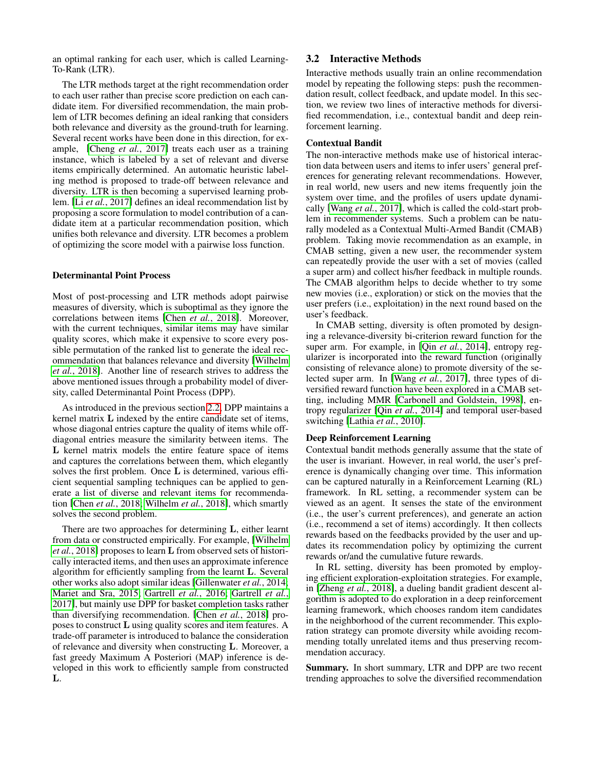an optimal ranking for each user, which is called Learning-To-Rank (LTR).

The LTR methods target at the right recommendation order to each user rather than precise score prediction on each candidate item. For diversified recommendation, the main problem of LTR becomes defining an ideal ranking that considers both relevance and diversity as the ground-truth for learning. Several recent works have been done in this direction, for example, [Cheng *et al.*, 2017] treats each user as a training instance, which is labeled by a set of relevant and diverse items empirically determined. An automatic heuristic labeling method is proposed to trade-off between relevance and diversity. LTR is then becoming a supervised learning problem. [Li *et al.*, 2017] defines an ideal recommendation list by proposing a score formulation to model contribution of a candidate item at a particular recommendation position, which unifies both relevance and diversity. LTR becomes a problem of optimizing the score model with a pairwise loss function.

#### Determinantal Point Process

Most of post-processing and LTR methods adopt pairwise measures of diversity, which is suboptimal as they ignore the correlations between items [Chen *et al.*, 2018]. Moreover, with the current techniques, similar items may have similar quality scores, which make it expensive to score every possible permutation of the ranked list to generate the ideal recommendation that balances relevance and diversity [Wilhelm *et al.*, 2018]. Another line of research strives to address the above mentioned issues through a probability model of diversity, called Determinantal Point Process (DPP).

As introduced in the previous section 2.2, DPP maintains a kernel matrix $\mathbf{L}$ indexed by the entire candidate set of items, whose diagonal entries capture the quality of items while off-diagonal entries measure the similarity between items. The $\mathbf{L}$ kernel matrix models the entire feature space of items and captures the correlations between them, which elegantly solves the first problem. Once $\mathbf{L}$ is determined, various efficient sequential sampling techniques can be applied to generate a list of diverse and relevant items for recommendation [Chen *et al.*, 2018; Wilhelm *et al.*, 2018], which smartly solves the second problem.

There are two approaches for determining $\mathbf{L}$, either learnt from data or constructed empirically. For example, [Wilhelm *et al.*, 2018] proposes to learn $\mathbf{L}$ from observed sets of historically interacted items, and then uses an approximate inference algorithm for efficiently sampling from the learnt $\mathbf{L}$. Several other works also adopt similar ideas [Gillenwater *et al.*, 2014; Mariet and Sra, 2015; Gartrell *et al.*, 2016; Gartrell *et al.*, 2017], but mainly use DPP for basket completion tasks rather than diversifying recommendation. [Chen *et al.*, 2018] proposes to construct $\mathbf{L}$ using quality scores and item features. A trade-off parameter is introduced to balance the consideration of relevance and diversity when constructing $\mathbf{L}$. Moreover, a fast greedy Maximum A Posteriori (MAP) inference is developed in this work to efficiently sample from constructed $\mathbf{L}$.

## 3.2 Interactive Methods

Interactive methods usually train an online recommendation model by repeating the following steps: push the recommendation result, collect feedback, and update model. In this section, we review two lines of interactive methods for diversified recommendation, i.e., contextual bandit and deep reinforcement learning.

#### Contextual Bandit

The non-interactive methods make use of historical interaction data between users and items to infer users' general preferences for generating relevant recommendations. However, in real world, new users and new items frequently join the system over time, and the profiles of users update dynamically [Wang *et al.*, 2017], which is called the cold-start problem in recommender systems. Such a problem can be naturally modeled as a Contextual Multi-Armed Bandit (CMAB) problem. Taking movie recommendation as an example, in CMAB setting, given a new user, the recommender system can repeatedly provide the user with a set of movies (called a super arm) and collect his/her feedback in multiple rounds. The CMAB algorithm helps to decide whether to try some new movies (i.e., exploration) or stick on the movies that the user prefers (i.e., exploitation) in the next round based on the user's feedback.

In CMAB setting, diversity is often promoted by designing a relevance-diversity bi-criterion reward function for the super arm. For example, in [Qin *et al.*, 2014], entropy regularizer is incorporated into the reward function (originally consisting of relevance alone) to promote diversity of the selected super arm. In [Wang *et al.*, 2017], three types of diversified reward function have been explored in a CMAB setting, including MMR [Carbonell and Goldstein, 1998], entropy regularizer [Qin *et al.*, 2014] and temporal user-based switching [Lathia *et al.*, 2010].

#### Deep Reinforcement Learning

Contextual bandit methods generally assume that the state of the user is invariant. However, in real world, the user's preference is dynamically changing over time. This information can be captured naturally in a Reinforcement Learning (RL) framework. In RL setting, a recommender system can be viewed as an agent. It senses the state of the environment (i.e., the user's current preferences), and generate an action (i.e., recommend a set of items) accordingly. It then collects rewards based on the feedbacks provided by the user and updates its recommendation policy by optimizing the current rewards or/and the cumulative future rewards.

In RL setting, diversity has been promoted by employing efficient exploration-exploitation strategies. For example, in [Zheng *et al.*, 2018], a dueling bandit gradient descent algorithm is adopted to do exploration in a deep reinforcement learning framework, which chooses random item candidates in the neighborhood of the current recommender. This exploration strategy can promote diversity while avoiding recommending totally unrelated items and thus preserving recommendation accuracy.

**Summary.** In short summary, LTR and DPP are two recent trending approaches to solve the diversified recommendation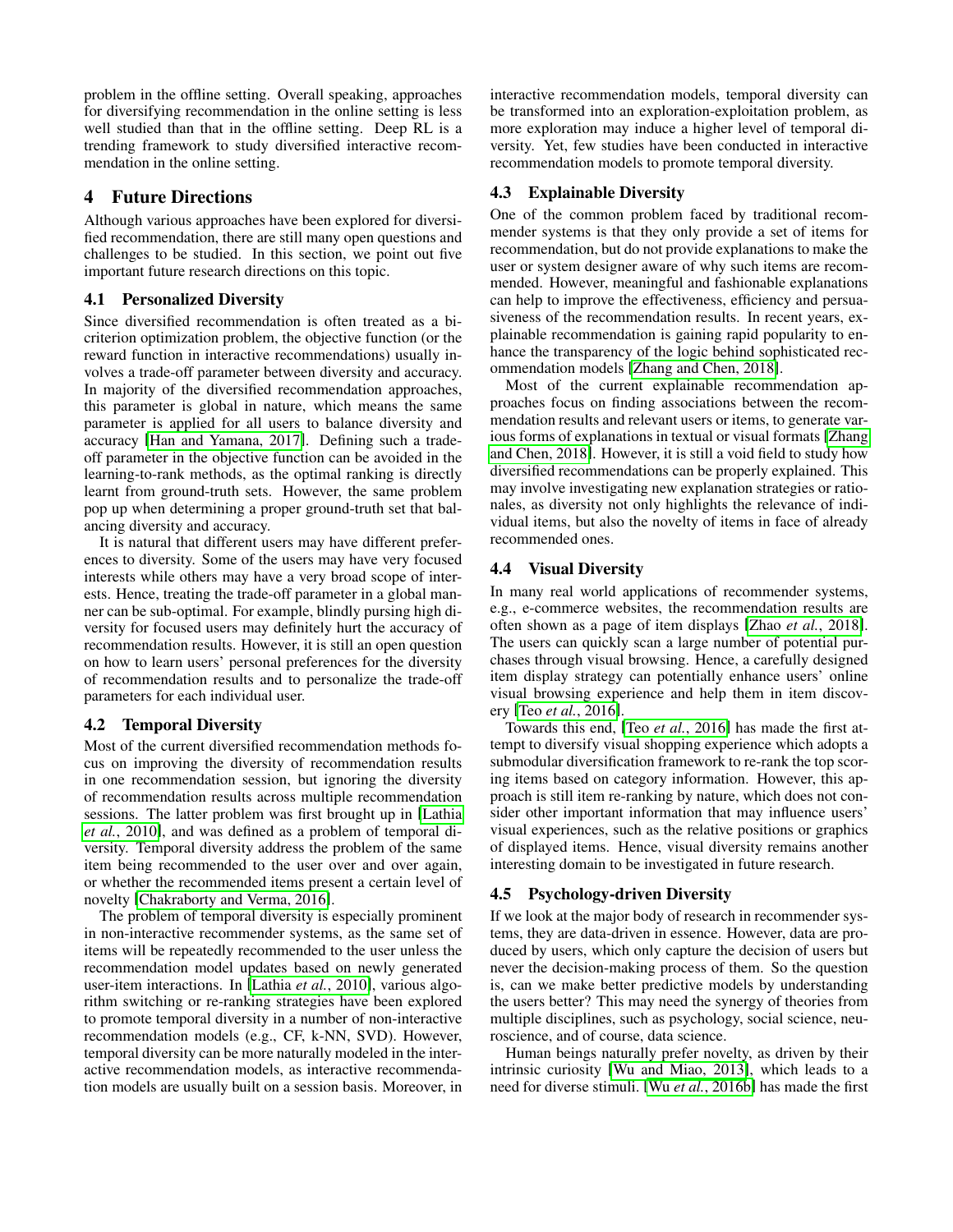problem in the offline setting. Overall speaking, approaches for diversifying recommendation in the online setting is less well studied than that in the offline setting. Deep RL is a trending framework to study diversified interactive recommendation in the online setting.

# 4 Future Directions

Although various approaches have been explored for diversified recommendation, there are still many open questions and challenges to be studied. In this section, we point out five important future research directions on this topic.

## 4.1 Personalized Diversity

Since diversified recommendation is often treated as a bi-criterion optimization problem, the objective function (or the reward function in interactive recommendations) usually involves a trade-off parameter between diversity and accuracy. In majority of the diversified recommendation approaches, this parameter is global in nature, which means the same parameter is applied for all users to balance diversity and accuracy [Han and Yamana, 2017]. Defining such a trade-off parameter in the objective function can be avoided in the learning-to-rank methods, as the optimal ranking is directly learnt from ground-truth sets. However, the same problem pop up when determining a proper ground-truth set that balancing diversity and accuracy.

It is natural that different users may have different preferences to diversity. Some of the users may have very focused interests while others may have a very broad scope of interests. Hence, treating the trade-off parameter in a global manner can be sub-optimal. For example, blindly pursing high diversity for focused users may definitely hurt the accuracy of recommendation results. However, it is still an open question on how to learn users' personal preferences for the diversity of recommendation results and to personalize the trade-off parameters for each individual user.

## 4.2 Temporal Diversity

Most of the current diversified recommendation methods focus on improving the diversity of recommendation results in one recommendation session, but ignoring the diversity of recommendation results across multiple recommendation sessions. The latter problem was first brought up in [Lathia *et al.*, 2010], and was defined as a problem of temporal diversity. Temporal diversity address the problem of the same item being recommended to the user over and over again, or whether the recommended items present a certain level of novelty [Chakraborty and Verma, 2016].

The problem of temporal diversity is especially prominent in non-interactive recommender systems, as the same set of items will be repeatedly recommended to the user unless the recommendation model updates based on newly generated user-item interactions. In [Lathia *et al.*, 2010], various algorithm switching or re-ranking strategies have been explored to promote temporal diversity in a number of non-interactive recommendation models (e.g., CF, k-NN, SVD). However, temporal diversity can be more naturally modeled in the interactive recommendation models, as interactive recommendation models are usually built on a session basis. Moreover, in interactive recommendation models, temporal diversity can be transformed into an exploration-exploitation problem, as more exploration may induce a higher level of temporal diversity. Yet, few studies have been conducted in interactive recommendation models to promote temporal diversity.

## 4.3 Explainable Diversity

One of the common problem faced by traditional recommender systems is that they only provide a set of items for recommendation, but do not provide explanations to make the user or system designer aware of why such items are recommended. However, meaningful and fashionable explanations can help to improve the effectiveness, efficiency and persuasiveness of the recommendation results. In recent years, explainable recommendation is gaining rapid popularity to enhance the transparency of the logic behind sophisticated recommendation models [Zhang and Chen, 2018].

Most of the current explainable recommendation approaches focus on finding associations between the recommendation results and relevant users or items, to generate various forms of explanations in textual or visual formats [Zhang and Chen, 2018]. However, it is still a void field to study how diversified recommendations can be properly explained. This may involve investigating new explanation strategies or rationales, as diversity not only highlights the relevance of individual items, but also the novelty of items in face of already recommended ones.

## 4.4 Visual Diversity

In many real world applications of recommender systems, e.g., e-commerce websites, the recommendation results are often shown as a page of item displays [Zhao *et al.*, 2018]. The users can quickly scan a large number of potential purchases through visual browsing. Hence, a carefully designed item display strategy can potentially enhance users' online visual browsing experience and help them in item discovery [Teo *et al.*, 2016].

Towards this end, [Teo *et al.*, 2016] has made the first attempt to diversify visual shopping experience which adopts a submodular diversification framework to re-rank the top scoring items based on category information. However, this approach is still item re-ranking by nature, which does not consider other important information that may influence users' visual experiences, such as the relative positions or graphics of displayed items. Hence, visual diversity remains another interesting domain to be investigated in future research.

## 4.5 Psychology-driven Diversity

If we look at the major body of research in recommender systems, they are data-driven in essence. However, data are produced by users, which only capture the decision of users but never the decision-making process of them. So the question is, can we make better predictive models by understanding the users better? This may need the synergy of theories from multiple disciplines, such as psychology, social science, neuroscience, and of course, data science.

Human beings naturally prefer novelty, as driven by their intrinsic curiosity [Wu and Miao, 2013], which leads to a need for diverse stimuli. [Wu *et al.*, 2016b] has made the first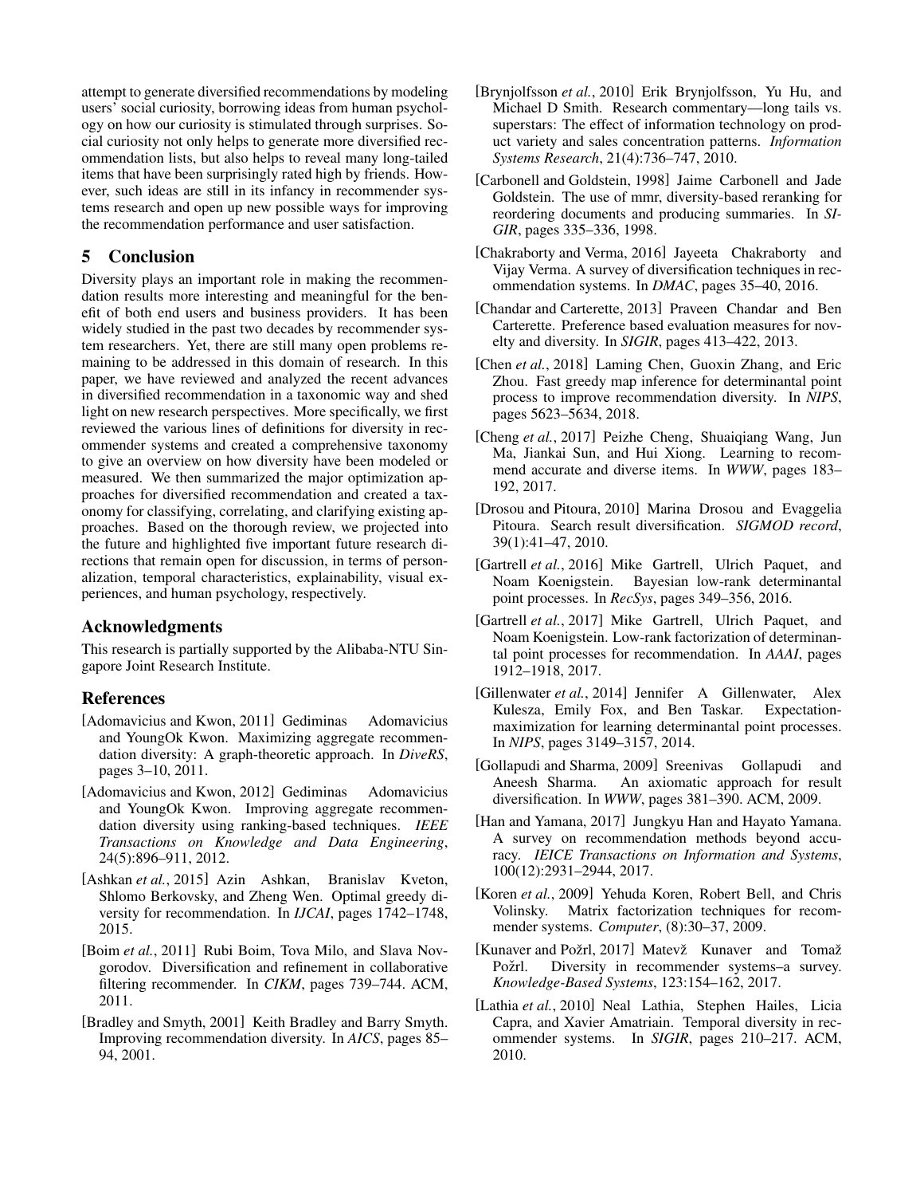attempt to generate diversified recommendations by modeling users' social curiosity, borrowing ideas from human psychology on how our curiosity is stimulated through surprises. Social curiosity not only helps to generate more diversified recommendation lists, but also helps to reveal many long-tailed items that have been surprisingly rated high by friends. However, such ideas are still in its infancy in recommender systems research and open up new possible ways for improving the recommendation performance and user satisfaction.

## 5 Conclusion

Diversity plays an important role in making the recommendation results more interesting and meaningful for the benefit of both end users and business providers. It has been widely studied in the past two decades by recommender system researchers. Yet, there are still many open problems remaining to be addressed in this domain of research. In this paper, we have reviewed and analyzed the recent advances in diversified recommendation in a taxonomic way and shed light on new research perspectives. More specifically, we first reviewed the various lines of definitions for diversity in recommender systems and created a comprehensive taxonomy to give an overview on how diversity have been modeled or measured. We then summarized the major optimization approaches for diversified recommendation and created a taxonomy for classifying, correlating, and clarifying existing approaches. Based on the thorough review, we projected into the future and highlighted five important future research directions that remain open for discussion, in terms of personalization, temporal characteristics, explainability, visual experiences, and human psychology, respectively.

## Acknowledgments

This research is partially supported by the Alibaba-NTU Singapore Joint Research Institute.

## References

[Adomavicius and Kwon, 2011] Gediminas Adomavicius and YoungOk Kwon. Maximizing aggregate recommendation diversity: A graph-theoretic approach. In *DiveRS*, pages 3–10, 2011.

[Adomavicius and Kwon, 2012] Gediminas Adomavicius and YoungOk Kwon. Improving aggregate recommendation diversity using ranking-based techniques. *IEEE Transactions on Knowledge and Data Engineering*, 24(5):896–911, 2012.

[Ashkan *et al.*, 2015] Azin Ashkan, Branislav Kveton, Shlomo Berkovsky, and Zheng Wen. Optimal greedy diversity for recommendation. In *IJCAI*, pages 1742–1748, 2015.

[Boim *et al.*, 2011] Rubi Boim, Tova Milo, and Slava Novgorodov. Diversification and refinement in collaborative filtering recommender. In *CIKM*, pages 739–744. ACM, 2011.

[Bradley and Smyth, 2001] Keith Bradley and Barry Smyth. Improving recommendation diversity. In *AICS*, pages 85–94, 2001.

[Brynjolfsson *et al.*, 2010] Erik Brynjolfsson, Yu Hu, and Michael D Smith. Research commentary—long tails vs. superstars: The effect of information technology on product variety and sales concentration patterns. *Information Systems Research*, 21(4):736–747, 2010.

[Carbonell and Goldstein, 1998] Jaime Carbonell and Jade Goldstein. The use of mmr, diversity-based reranking for reordering documents and producing summaries. In *SIGIR*, pages 335–336, 1998.

[Chakraborty and Verma, 2016] Jayeeta Chakraborty and Vijay Verma. A survey of diversification techniques in recommendation systems. In *DMAC*, pages 35–40, 2016.

[Chandar and Carterette, 2013] Praveen Chandar and Ben Carterette. Preference based evaluation measures for novelty and diversity. In *SIGIR*, pages 413–422, 2013.

[Chen *et al.*, 2018] Laming Chen, Guoxin Zhang, and Eric Zhou. Fast greedy map inference for determinantal point process to improve recommendation diversity. In *NIPS*, pages 5623–5634, 2018.

[Cheng *et al.*, 2017] Peizhe Cheng, Shuaiqiang Wang, Jun Ma, Jiankai Sun, and Hui Xiong. Learning to recommend accurate and diverse items. In *WWW*, pages 183–192, 2017.

[Drosou and Pitoura, 2010] Marina Drosou and Evaggelia Pitoura. Search result diversification. *SIGMOD record*, 39(1):41–47, 2010.

[Gartrell *et al.*, 2016] Mike Gartrell, Ulrich Paquet, and Noam Koenigstein. Bayesian low-rank determinantal point processes. In *RecSys*, pages 349–356, 2016.

[Gartrell *et al.*, 2017] Mike Gartrell, Ulrich Paquet, and Noam Koenigstein. Low-rank factorization of determinantal point processes for recommendation. In *AAAI*, pages 1912–1918, 2017.

[Gillenwater *et al.*, 2014] Jennifer A Gillenwater, Alex Kulesza, Emily Fox, and Ben Taskar. Expectation-maximization for learning determinantal point processes. In *NIPS*, pages 3149–3157, 2014.

[Gollapudi and Sharma, 2009] Sreenivas Gollapudi and Aneesh Sharma. An axiomatic approach for result diversification. In *WWW*, pages 381–390. ACM, 2009.

[Han and Yamana, 2017] Jungkyu Han and Hayato Yamana. A survey on recommendation methods beyond accuracy. *IEICE Transactions on Information and Systems*, 100(12):2931–2944, 2017.

[Koren *et al.*, 2009] Yehuda Koren, Robert Bell, and Chris Volinsky. Matrix factorization techniques for recommender systems. *Computer*, (8):30–37, 2009.

[Kunaver and Požrl, 2017] Matevž Kunaver and Tomaž Požrl. Diversity in recommender systems–a survey. *Knowledge-Based Systems*, 123:154–162, 2017.

[Lathia *et al.*, 2010] Neal Lathia, Stephen Hailes, Licia Capra, and Xavier Amatriain. Temporal diversity in recommender systems. In *SIGIR*, pages 210–217. ACM, 2010.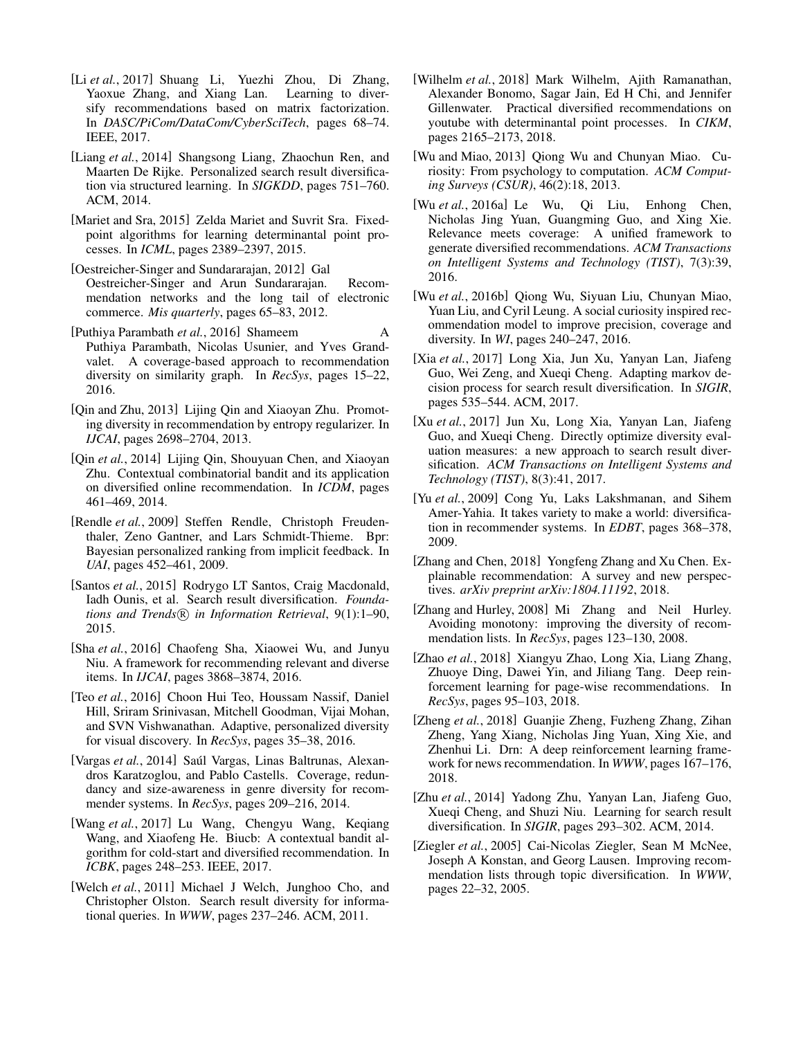[Li *et al.*, 2017] Shuang Li, Yuezhi Zhou, Di Zhang, Yaoxue Zhang, and Xiang Lan. Learning to diversify recommendations based on matrix factorization. In *DASC/PiCom/DataCom/CyberSciTech*, pages 68–74. IEEE, 2017.

[Liang *et al.*, 2014] Shangsong Liang, Zhaochun Ren, and Maarten De Rijke. Personalized search result diversification via structured learning. In *SIGKDD*, pages 751–760. ACM, 2014.

[Mariet and Sra, 2015] Zelda Mariet and Suvrit Sra. Fixed-point algorithms for learning determinantal point processes. In *ICML*, pages 2389–2397, 2015.

[Oestreicher-Singer and Sundararajan, 2012] Gal Oestreicher-Singer and Arun Sundararajan. Recommendation networks and the long tail of electronic commerce. *Mis quarterly*, pages 65–83, 2012.

[Puthiya Parambath *et al.*, 2016] Shameem A Puthiya Parambath, Nicolas Usunier, and Yves Grandvalet. A coverage-based approach to recommendation diversity on similarity graph. In *RecSys*, pages 15–22, 2016.

[Qin and Zhu, 2013] Lijing Qin and Xiaoyan Zhu. Promoting diversity in recommendation by entropy regularizer. In *IJCAI*, pages 2698–2704, 2013.

[Qin *et al.*, 2014] Lijing Qin, Shouyuan Chen, and Xiaoyan Zhu. Contextual combinatorial bandit and its application on diversified online recommendation. In *ICDM*, pages 461–469, 2014.

[Rendle *et al.*, 2009] Steffen Rendle, Christoph Freudenthaler, Zeno Gantner, and Lars Schmidt-Thieme. Bpr: Bayesian personalized ranking from implicit feedback. In *UAI*, pages 452–461, 2009.

[Santos *et al.*, 2015] Rodrygo LT Santos, Craig Macdonald, Iadh Ounis, et al. Search result diversification. *Foundations and Trends® in Information Retrieval*, 9(1):1–90, 2015.

[Sha *et al.*, 2016] Chaofeng Sha, Xiaowei Wu, and Junyu Niu. A framework for recommending relevant and diverse items. In *IJCAI*, pages 3868–3874, 2016.

[Teo *et al.*, 2016] Choon Hui Teo, Houssam Nassif, Daniel Hill, Sriram Srinivasan, Mitchell Goodman, Vijai Mohan, and SVN Vishwanathan. Adaptive, personalized diversity for visual discovery. In *RecSys*, pages 35–38, 2016.

[Vargas *et al.*, 2014] Saúl Vargas, Linas Baltrunas, Alexandros Karatzoglou, and Pablo Castells. Coverage, redundancy and size-awareness in genre diversity for recommender systems. In *RecSys*, pages 209–216, 2014.

[Wang *et al.*, 2017] Lu Wang, Chengyu Wang, Keqiang Wang, and Xiaofeng He. Biucb: A contextual bandit algorithm for cold-start and diversified recommendation. In *ICBK*, pages 248–253. IEEE, 2017.

[Welch *et al.*, 2011] Michael J Welch, Junghoo Cho, and Christopher Olston. Search result diversity for informational queries. In *WWW*, pages 237–246. ACM, 2011.

[Wilhelm *et al.*, 2018] Mark Wilhelm, Ajith Ramanathan, Alexander Bonomo, Sagar Jain, Ed H Chi, and Jennifer Gillenwater. Practical diversified recommendations on youtube with determinantal point processes. In *CIKM*, pages 2165–2173, 2018.

[Wu and Miao, 2013] Qiong Wu and Chunyan Miao. Curiosity: From psychology to computation. *ACM Computing Surveys (CSUR)*, 46(2):18, 2013.

[Wu *et al.*, 2016a] Le Wu, Qi Liu, Enhong Chen, Nicholas Jing Yuan, Guangming Guo, and Xing Xie. Relevance meets coverage: A unified framework to generate diversified recommendations. *ACM Transactions on Intelligent Systems and Technology (TIST)*, 7(3):39, 2016.

[Wu *et al.*, 2016b] Qiong Wu, Siyuan Liu, Chunyan Miao, Yuan Liu, and Cyril Leung. A social curiosity inspired recommendation model to improve precision, coverage and diversity. In *WI*, pages 240–247, 2016.

[Xia *et al.*, 2017] Long Xia, Jun Xu, Yanyan Lan, Jiafeng Guo, Wei Zeng, and Xueqi Cheng. Adapting markov decision process for search result diversification. In *SIGIR*, pages 535–544. ACM, 2017.

[Xu *et al.*, 2017] Jun Xu, Long Xia, Yanyan Lan, Jiafeng Guo, and Xueqi Cheng. Directly optimize diversity evaluation measures: a new approach to search result diversification. *ACM Transactions on Intelligent Systems and Technology (TIST)*, 8(3):41, 2017.

[Yu *et al.*, 2009] Cong Yu, Laks Lakshmanan, and Sihem Amer-Yahia. It takes variety to make a world: diversification in recommender systems. In *EDBT*, pages 368–378, 2009.

[Zhang and Chen, 2018] Yongfeng Zhang and Xu Chen. Explainable recommendation: A survey and new perspectives. *arXiv preprint arXiv:1804.11192*, 2018.

[Zhang and Hurley, 2008] Mi Zhang and Neil Hurley. Avoiding monotony: improving the diversity of recommendation lists. In *RecSys*, pages 123–130, 2008.

[Zhao *et al.*, 2018] Xiangyu Zhao, Long Xia, Liang Zhang, Zhuoye Ding, Dawei Yin, and Jiliang Tang. Deep reinforcement learning for page-wise recommendations. In *RecSys*, pages 95–103, 2018.

[Zheng *et al.*, 2018] Guanjie Zheng, Fuzheng Zhang, Zihan Zheng, Yang Xiang, Nicholas Jing Yuan, Xing Xie, and Zhenhui Li. Drn: A deep reinforcement learning framework for news recommendation. In *WWW*, pages 167–176, 2018.

[Zhu *et al.*, 2014] Yadong Zhu, Yanyan Lan, Jiafeng Guo, Xueqi Cheng, and Shuzi Niu. Learning for search result diversification. In *SIGIR*, pages 293–302. ACM, 2014.

[Ziegler *et al.*, 2005] Cai-Nicolas Ziegler, Sean M McNee, Joseph A Konstan, and Georg Lausen. Improving recommendation lists through topic diversification. In *WWW*, pages 22–32, 2005.